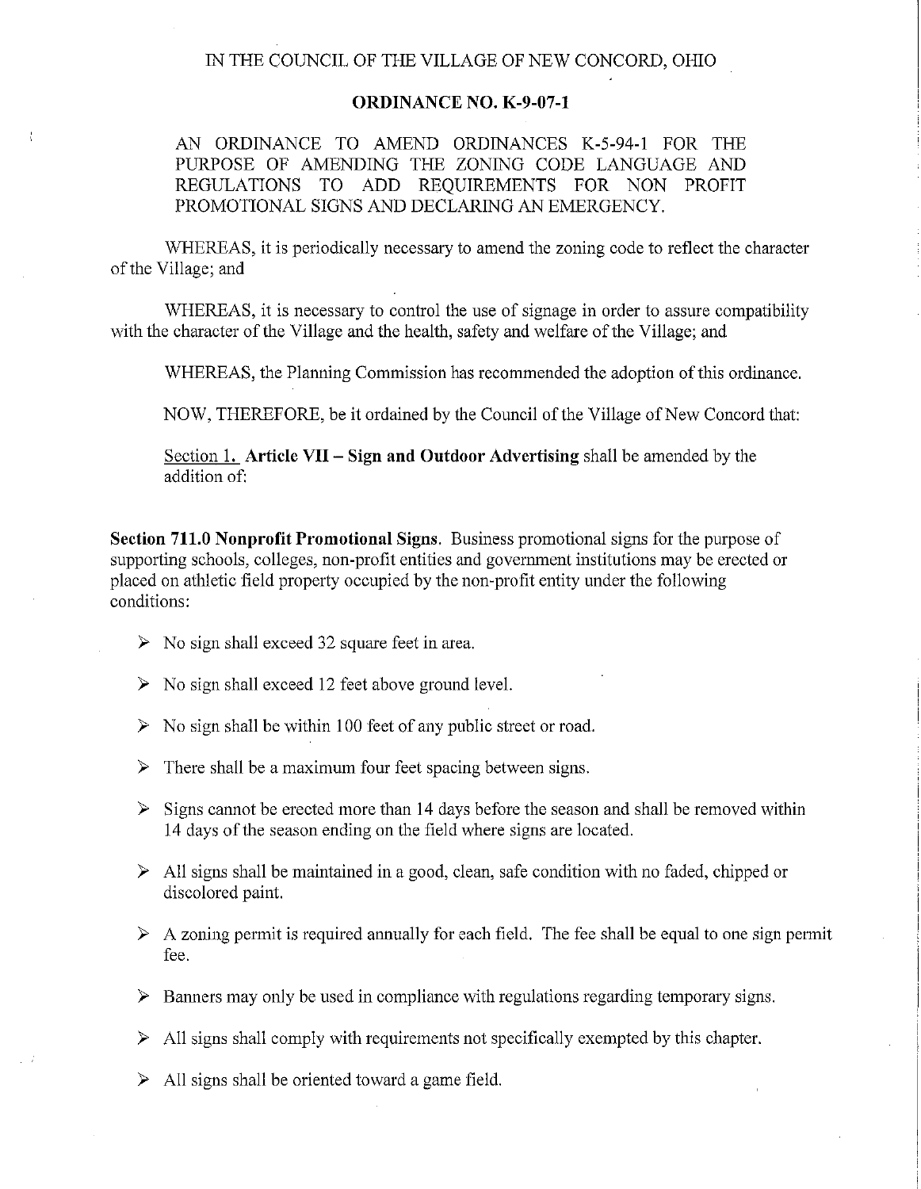IN THE COUNCIL OF THE VILLAGE OF NEW CONCORD, OHIO

**ORDINANCE NO. K-9-07-1**

AN ORDINANCE TO AMEND ORDINANCES K-5-94-1 FOR THE PURPOSE OF AMENDING THE ZONING CODE LANGUAGE AND REGULATIONS TO ADD REQUIREMENTS FOR NON PROFIT PROMOTIONAL SIGNS AND DECLARING AN EMERGENCY.

WHEREAS, it is periodically necessary to amend the zoning code to reflect the character of the Village; and

WHEREAS, it is necessary to control the use of signage in order to assure compatibility with the character of the Village and the health, safety and welfare of the Village; and

WHEREAS, the Planning Commission has recommended the adoption of this ordinance.

NOW, THEREFORE, be it ordained by the Council of the Village of New Concord that:

Section 1. **Article VII – Sign and Outdoor Advertising** shall be amended by the addition of:

**Section 711.0 Nonprofit Promotional Signs.** Business promotional signs for the purpose of supporting schools, colleges, non-profit entities and government institutions may be erected or placed on athletic field property occupied by the non-profit entity under the following conditions:

- No sign shall exceed 32 square feet in area.
- No sign shall exceed 12 feet above ground level.
- No sign shall be within 100 feet of any public street or road.
- There shall be a maximum four feet spacing between signs.
- Signs cannot be erected more than 14 days before the season and shall be removed within 14 days of the season ending on the field where signs are located.
- All signs shall be maintained in a good, clean, safe condition with no faded, chipped or discolored paint.
- A zoning permit is required annually for each field. The fee shall be equal to one sign permit fee.
- Banners may only be used in compliance with regulations regarding temporary signs.
- All signs shall comply with requirements not specifically exempted by this chapter.
- All signs shall be oriented toward a game field.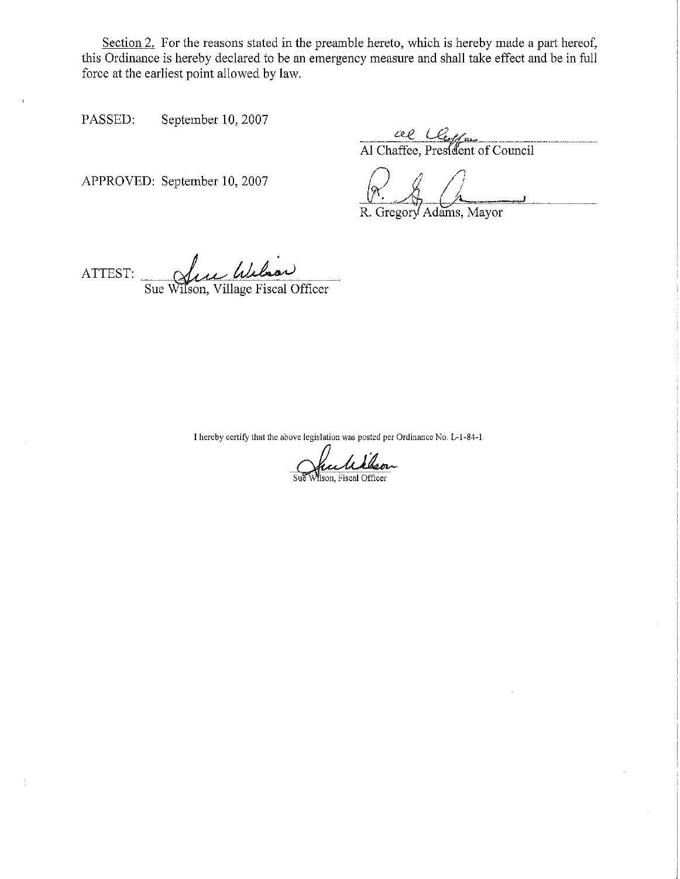Section 2. For the reasons stated in the preamble hereto, which is hereby made a part hereof, this Ordinance is hereby declared to be an emergency measure and shall take effect and be in full force at the earliest point allowed by law.

PASSED: September 10, 2007

Al Chaffee, President of Council

APPROVED: September 10, 2007

R. Gregory Adams, Mayor

ATTEST:

Sue Wilson, Village Fiscal Officer

I hereby certify that the above legislation was posted per Ordinance No. L-1-84-1.

Sue Wilson, Fiscal Officer